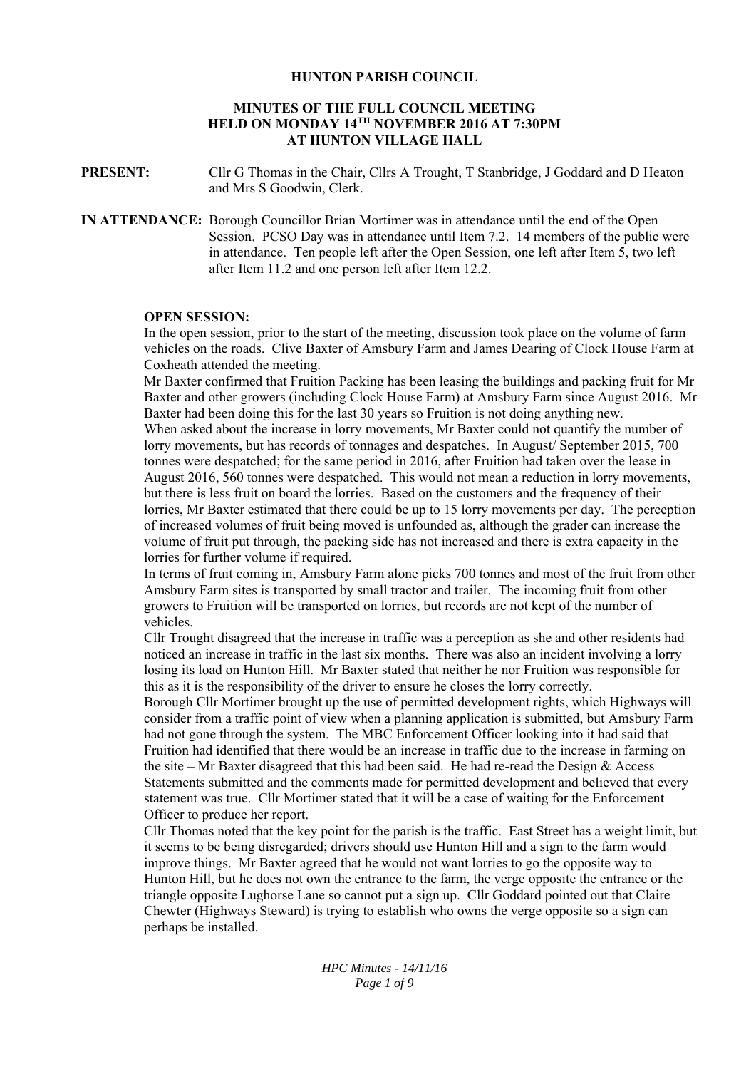# HUNTON PARISH COUNCIL

## MINUTES OF THE FULL COUNCIL MEETING HELD ON MONDAY 14TH NOVEMBER 2016 AT 7:30PM AT HUNTON VILLAGE HALL

**PRESENT:** Cllr G Thomas in the Chair, Cllrs A Trought, T Stanbridge, J Goddard and D Heaton and Mrs S Goodwin, Clerk.

**IN ATTENDANCE:** Borough Councillor Brian Mortimer was in attendance until the end of the Open Session. PCSO Day was in attendance until Item 7.2. 14 members of the public were in attendance. Ten people left after the Open Session, one left after Item 5, two left after Item 11.2 and one person left after Item 12.2.

**OPEN SESSION:**

In the open session, prior to the start of the meeting, discussion took place on the volume of farm vehicles on the roads. Clive Baxter of Amsbury Farm and James Dearing of Clock House Farm at Coxheath attended the meeting.

Mr Baxter confirmed that Fruition Packing has been leasing the buildings and packing fruit for Mr Baxter and other growers (including Clock House Farm) at Amsbury Farm since August 2016. Mr Baxter had been doing this for the last 30 years so Fruition is not doing anything new.

When asked about the increase in lorry movements, Mr Baxter could not quantify the number of lorry movements, but has records of tonnages and despatches. In August/ September 2015, 700 tonnes were despatched; for the same period in 2016, after Fruition had taken over the lease in August 2016, 560 tonnes were despatched. This would not mean a reduction in lorry movements, but there is less fruit on board the lorries. Based on the customers and the frequency of their lorries, Mr Baxter estimated that there could be up to 15 lorry movements per day. The perception of increased volumes of fruit being moved is unfounded as, although the grader can increase the volume of fruit put through, the packing side has not increased and there is extra capacity in the lorries for further volume if required.

In terms of fruit coming in, Amsbury Farm alone picks 700 tonnes and most of the fruit from other Amsbury Farm sites is transported by small tractor and trailer. The incoming fruit from other growers to Fruition will be transported on lorries, but records are not kept of the number of vehicles.

Cllr Trought disagreed that the increase in traffic was a perception as she and other residents had noticed an increase in traffic in the last six months. There was also an incident involving a lorry losing its load on Hunton Hill. Mr Baxter stated that neither he nor Fruition was responsible for this as it is the responsibility of the driver to ensure he closes the lorry correctly.

Borough Cllr Mortimer brought up the use of permitted development rights, which Highways will consider from a traffic point of view when a planning application is submitted, but Amsbury Farm had not gone through the system. The MBC Enforcement Officer looking into it had said that Fruition had identified that there would be an increase in traffic due to the increase in farming on the site – Mr Baxter disagreed that this had been said. He had re-read the Design & Access Statements submitted and the comments made for permitted development and believed that every statement was true. Cllr Mortimer stated that it will be a case of waiting for the Enforcement Officer to produce her report.

Cllr Thomas noted that the key point for the parish is the traffic. East Street has a weight limit, but it seems to be being disregarded; drivers should use Hunton Hill and a sign to the farm would improve things. Mr Baxter agreed that he would not want lorries to go the opposite way to Hunton Hill, but he does not own the entrance to the farm, the verge opposite the entrance or the triangle opposite Lughorse Lane so cannot put a sign up. Cllr Goddard pointed out that Claire Chewter (Highways Steward) is trying to establish who owns the verge opposite so a sign can perhaps be installed.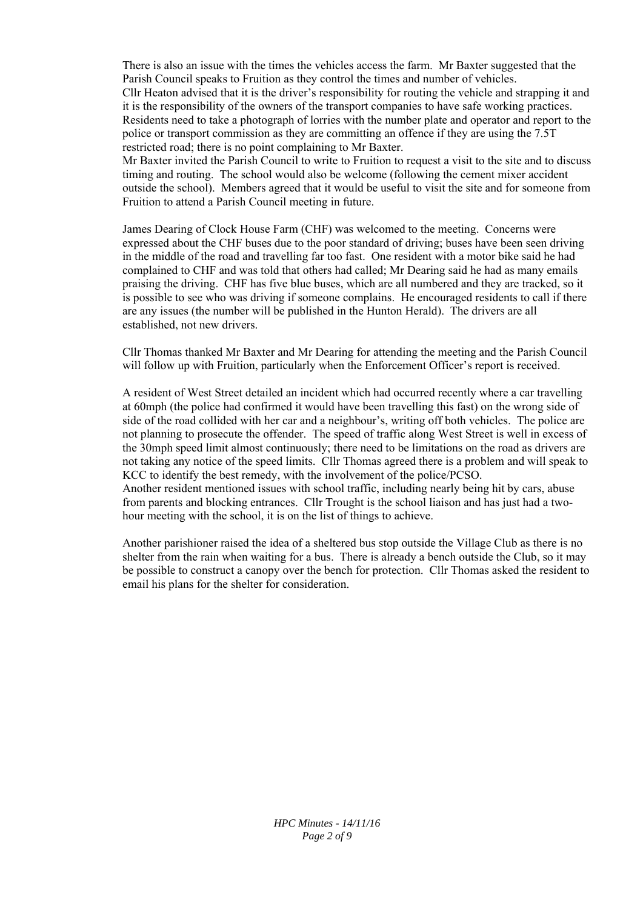There is also an issue with the times the vehicles access the farm. Mr Baxter suggested that the Parish Council speaks to Fruition as they control the times and number of vehicles.
Cllr Heaton advised that it is the driver's responsibility for routing the vehicle and strapping it and it is the responsibility of the owners of the transport companies to have safe working practices. Residents need to take a photograph of lorries with the number plate and operator and report to the police or transport commission as they are committing an offence if they are using the 7.5T restricted road; there is no point complaining to Mr Baxter.
Mr Baxter invited the Parish Council to write to Fruition to request a visit to the site and to discuss timing and routing. The school would also be welcome (following the cement mixer accident outside the school). Members agreed that it would be useful to visit the site and for someone from Fruition to attend a Parish Council meeting in future.

James Dearing of Clock House Farm (CHF) was welcomed to the meeting. Concerns were expressed about the CHF buses due to the poor standard of driving; buses have been seen driving in the middle of the road and travelling far too fast. One resident with a motor bike said he had complained to CHF and was told that others had called; Mr Dearing said he had as many emails praising the driving. CHF has five blue buses, which are all numbered and they are tracked, so it is possible to see who was driving if someone complains. He encouraged residents to call if there are any issues (the number will be published in the Hunton Herald). The drivers are all established, not new drivers.

Cllr Thomas thanked Mr Baxter and Mr Dearing for attending the meeting and the Parish Council will follow up with Fruition, particularly when the Enforcement Officer's report is received.

A resident of West Street detailed an incident which had occurred recently where a car travelling at 60mph (the police had confirmed it would have been travelling this fast) on the wrong side of side of the road collided with her car and a neighbour's, writing off both vehicles. The police are not planning to prosecute the offender. The speed of traffic along West Street is well in excess of the 30mph speed limit almost continuously; there need to be limitations on the road as drivers are not taking any notice of the speed limits. Cllr Thomas agreed there is a problem and will speak to KCC to identify the best remedy, with the involvement of the police/PCSO.
Another resident mentioned issues with school traffic, including nearly being hit by cars, abuse from parents and blocking entrances. Cllr Trought is the school liaison and has just had a two-hour meeting with the school, it is on the list of things to achieve.

Another parishioner raised the idea of a sheltered bus stop outside the Village Club as there is no shelter from the rain when waiting for a bus. There is already a bench outside the Club, so it may be possible to construct a canopy over the bench for protection. Cllr Thomas asked the resident to email his plans for the shelter for consideration.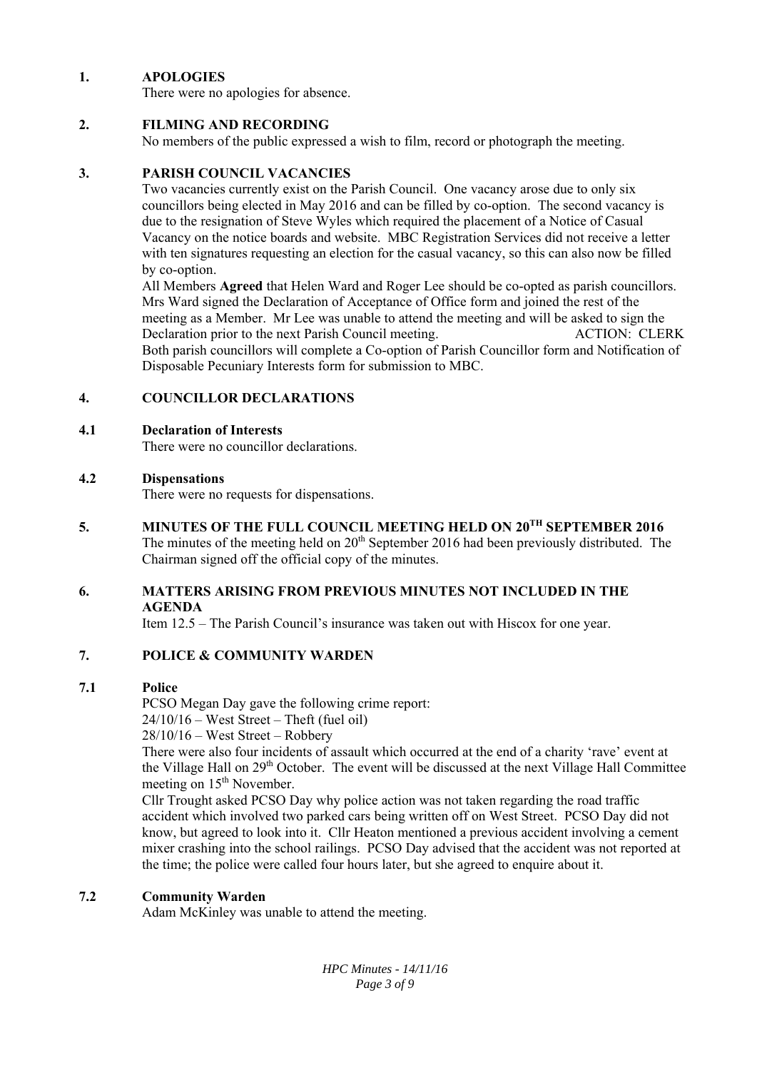## 1. APOLOGIES

There were no apologies for absence.

## 2. FILMING AND RECORDING

No members of the public expressed a wish to film, record or photograph the meeting.

## 3. PARISH COUNCIL VACANCIES

Two vacancies currently exist on the Parish Council. One vacancy arose due to only six councillors being elected in May 2016 and can be filled by co-option. The second vacancy is due to the resignation of Steve Wyles which required the placement of a Notice of Casual Vacancy on the notice boards and website. MBC Registration Services did not receive a letter with ten signatures requesting an election for the casual vacancy, so this can also now be filled by co-option.

All Members **Agreed** that Helen Ward and Roger Lee should be co-opted as parish councillors. Mrs Ward signed the Declaration of Acceptance of Office form and joined the rest of the meeting as a Member. Mr Lee was unable to attend the meeting and will be asked to sign the Declaration prior to the next Parish Council meeting. ACTION: CLERK

Both parish councillors will complete a Co-option of Parish Councillor form and Notification of Disposable Pecuniary Interests form for submission to MBC.

## 4. COUNCILLOR DECLARATIONS

### 4.1 Declaration of Interests

There were no councillor declarations.

### 4.2 Dispensations

There were no requests for dispensations.

## 5. MINUTES OF THE FULL COUNCIL MEETING HELD ON 20TH SEPTEMBER 2016

The minutes of the meeting held on 20th September 2016 had been previously distributed. The Chairman signed off the official copy of the minutes.

## 6. MATTERS ARISING FROM PREVIOUS MINUTES NOT INCLUDED IN THE AGENDA

Item 12.5 – The Parish Council's insurance was taken out with Hiscox for one year.

## 7. POLICE & COMMUNITY WARDEN

### 7.1 Police

PCSO Megan Day gave the following crime report:

24/10/16 – West Street – Theft (fuel oil)

28/10/16 – West Street – Robbery

There were also four incidents of assault which occurred at the end of a charity 'rave' event at the Village Hall on 29th October. The event will be discussed at the next Village Hall Committee meeting on 15th November.

Cllr Trought asked PCSO Day why police action was not taken regarding the road traffic accident which involved two parked cars being written off on West Street. PCSO Day did not know, but agreed to look into it. Cllr Heaton mentioned a previous accident involving a cement mixer crashing into the school railings. PCSO Day advised that the accident was not reported at the time; the police were called four hours later, but she agreed to enquire about it.

### 7.2 Community Warden

Adam McKinley was unable to attend the meeting.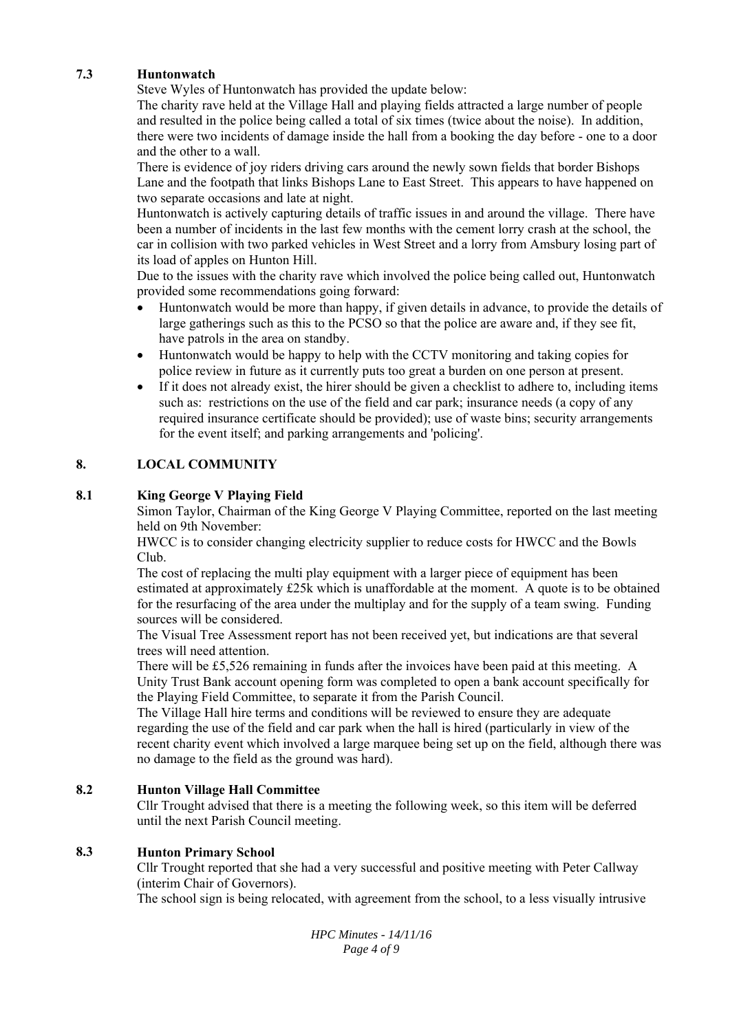### 7.3 Huntonwatch

Steve Wyles of Huntonwatch has provided the update below:

The charity rave held at the Village Hall and playing fields attracted a large number of people and resulted in the police being called a total of six times (twice about the noise). In addition, there were two incidents of damage inside the hall from a booking the day before - one to a door and the other to a wall.

There is evidence of joy riders driving cars around the newly sown fields that border Bishops Lane and the footpath that links Bishops Lane to East Street. This appears to have happened on two separate occasions and late at night.

Huntonwatch is actively capturing details of traffic issues in and around the village. There have been a number of incidents in the last few months with the cement lorry crash at the school, the car in collision with two parked vehicles in West Street and a lorry from Amsbury losing part of its load of apples on Hunton Hill.

Due to the issues with the charity rave which involved the police being called out, Huntonwatch provided some recommendations going forward:

- Huntonwatch would be more than happy, if given details in advance, to provide the details of large gatherings such as this to the PCSO so that the police are aware and, if they see fit, have patrols in the area on standby.
- Huntonwatch would be happy to help with the CCTV monitoring and taking copies for police review in future as it currently puts too great a burden on one person at present.
- If it does not already exist, the hirer should be given a checklist to adhere to, including items such as: restrictions on the use of the field and car park; insurance needs (a copy of any required insurance certificate should be provided); use of waste bins; security arrangements for the event itself; and parking arrangements and 'policing'.

## 8. LOCAL COMMUNITY

### 8.1 King George V Playing Field

Simon Taylor, Chairman of the King George V Playing Committee, reported on the last meeting held on 9th November:

HWCC is to consider changing electricity supplier to reduce costs for HWCC and the Bowls Club.

The cost of replacing the multi play equipment with a larger piece of equipment has been estimated at approximately £25k which is unaffordable at the moment. A quote is to be obtained for the resurfacing of the area under the multiplay and for the supply of a team swing. Funding sources will be considered.

The Visual Tree Assessment report has not been received yet, but indications are that several trees will need attention.

There will be £5,526 remaining in funds after the invoices have been paid at this meeting. A Unity Trust Bank account opening form was completed to open a bank account specifically for the Playing Field Committee, to separate it from the Parish Council.

The Village Hall hire terms and conditions will be reviewed to ensure they are adequate regarding the use of the field and car park when the hall is hired (particularly in view of the recent charity event which involved a large marquee being set up on the field, although there was no damage to the field as the ground was hard).

### 8.2 Hunton Village Hall Committee

Cllr Trought advised that there is a meeting the following week, so this item will be deferred until the next Parish Council meeting.

### 8.3 Hunton Primary School

Cllr Trought reported that she had a very successful and positive meeting with Peter Callway (interim Chair of Governors).

The school sign is being relocated, with agreement from the school, to a less visually intrusive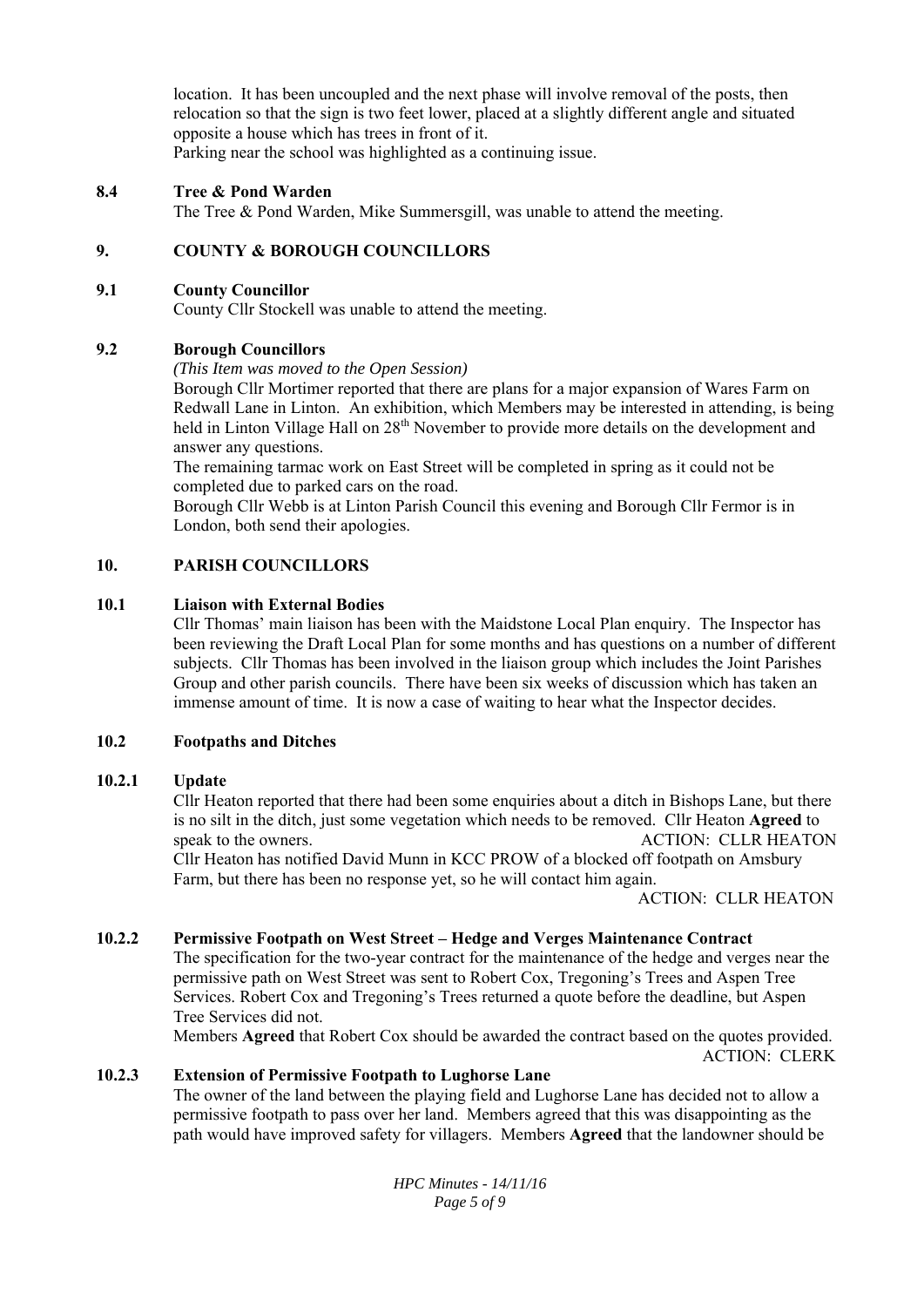location. It has been uncoupled and the next phase will involve removal of the posts, then relocation so that the sign is two feet lower, placed at a slightly different angle and situated opposite a house which has trees in front of it.
Parking near the school was highlighted as a continuing issue.

### 8.4 Tree & Pond Warden

The Tree & Pond Warden, Mike Summersgill, was unable to attend the meeting.

## 9. COUNTY & BOROUGH COUNCILLORS

### 9.1 County Councillor

County Cllr Stockell was unable to attend the meeting.

### 9.2 Borough Councillors

*(This Item was moved to the Open Session)*

Borough Cllr Mortimer reported that there are plans for a major expansion of Wares Farm on Redwall Lane in Linton. An exhibition, which Members may be interested in attending, is being held in Linton Village Hall on 28th November to provide more details on the development and answer any questions.

The remaining tarmac work on East Street will be completed in spring as it could not be completed due to parked cars on the road.

Borough Cllr Webb is at Linton Parish Council this evening and Borough Cllr Fermor is in London, both send their apologies.

## 10. PARISH COUNCILLORS

### 10.1 Liaison with External Bodies

Cllr Thomas' main liaison has been with the Maidstone Local Plan enquiry. The Inspector has been reviewing the Draft Local Plan for some months and has questions on a number of different subjects. Cllr Thomas has been involved in the liaison group which includes the Joint Parishes Group and other parish councils. There have been six weeks of discussion which has taken an immense amount of time. It is now a case of waiting to hear what the Inspector decides.

### 10.2 Footpaths and Ditches

#### 10.2.1 Update

Cllr Heaton reported that there had been some enquiries about a ditch in Bishops Lane, but there is no silt in the ditch, just some vegetation which needs to be removed. Cllr Heaton **Agreed** to speak to the owners. ACTION: CLLR HEATON

Cllr Heaton has notified David Munn in KCC PROW of a blocked off footpath on Amsbury Farm, but there has been no response yet, so he will contact him again.

ACTION: CLLR HEATON

#### 10.2.2 Permissive Footpath on West Street – Hedge and Verges Maintenance Contract

The specification for the two-year contract for the maintenance of the hedge and verges near the permissive path on West Street was sent to Robert Cox, Tregoning's Trees and Aspen Tree Services. Robert Cox and Tregoning's Trees returned a quote before the deadline, but Aspen Tree Services did not.

Members **Agreed** that Robert Cox should be awarded the contract based on the quotes provided.

ACTION: CLERK

#### 10.2.3 Extension of Permissive Footpath to Lughorse Lane

The owner of the land between the playing field and Lughorse Lane has decided not to allow a permissive footpath to pass over her land. Members agreed that this was disappointing as the path would have improved safety for villagers. Members **Agreed** that the landowner should be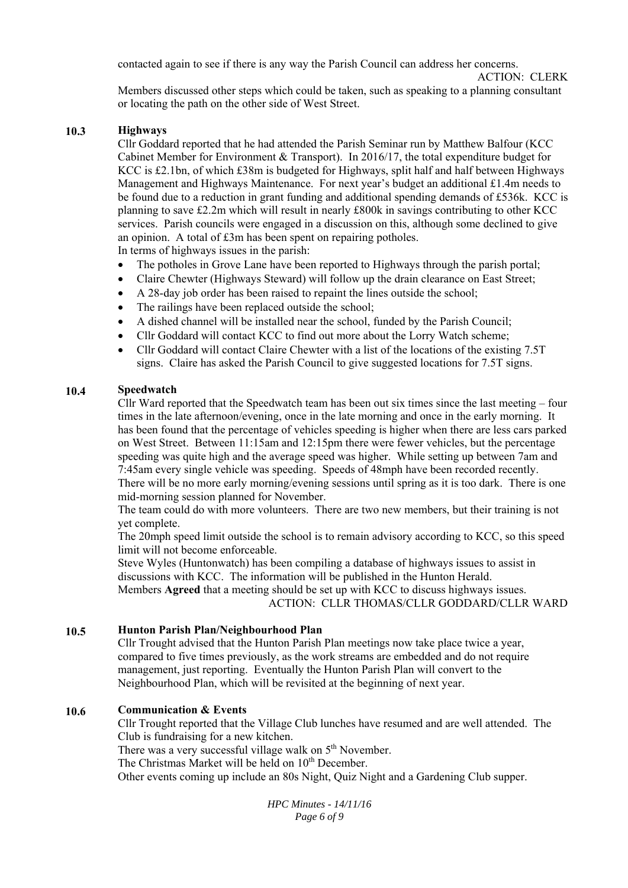contacted again to see if there is any way the Parish Council can address her concerns.

ACTION: CLERK

Members discussed other steps which could be taken, such as speaking to a planning consultant or locating the path on the other side of West Street.

## 10.3 Highways

Cllr Goddard reported that he had attended the Parish Seminar run by Matthew Balfour (KCC Cabinet Member for Environment & Transport). In 2016/17, the total expenditure budget for KCC is £2.1bn, of which £38m is budgeted for Highways, split half and half between Highways Management and Highways Maintenance. For next year's budget an additional £1.4m needs to be found due to a reduction in grant funding and additional spending demands of £536k. KCC is planning to save £2.2m which will result in nearly £800k in savings contributing to other KCC services. Parish councils were engaged in a discussion on this, although some declined to give an opinion. A total of £3m has been spent on repairing potholes.

In terms of highways issues in the parish:

- The potholes in Grove Lane have been reported to Highways through the parish portal;
- Claire Chewter (Highways Steward) will follow up the drain clearance on East Street;
- A 28-day job order has been raised to repaint the lines outside the school;
- The railings have been replaced outside the school;
- A dished channel will be installed near the school, funded by the Parish Council;
- Cllr Goddard will contact KCC to find out more about the Lorry Watch scheme;
- Cllr Goddard will contact Claire Chewter with a list of the locations of the existing 7.5T signs. Claire has asked the Parish Council to give suggested locations for 7.5T signs.

## 10.4 Speedwatch

Cllr Ward reported that the Speedwatch team has been out six times since the last meeting – four times in the late afternoon/evening, once in the late morning and once in the early morning. It has been found that the percentage of vehicles speeding is higher when there are less cars parked on West Street. Between 11:15am and 12:15pm there were fewer vehicles, but the percentage speeding was quite high and the average speed was higher. While setting up between 7am and 7:45am every single vehicle was speeding. Speeds of 48mph have been recorded recently. There will be no more early morning/evening sessions until spring as it is too dark. There is one mid-morning session planned for November.

The team could do with more volunteers. There are two new members, but their training is not yet complete.

The 20mph speed limit outside the school is to remain advisory according to KCC, so this speed limit will not become enforceable.

Steve Wyles (Huntonwatch) has been compiling a database of highways issues to assist in discussions with KCC. The information will be published in the Hunton Herald.

Members **Agreed** that a meeting should be set up with KCC to discuss highways issues.

ACTION: CLLR THOMAS/CLLR GODDARD/CLLR WARD

## 10.5 Hunton Parish Plan/Neighbourhood Plan

Cllr Trought advised that the Hunton Parish Plan meetings now take place twice a year, compared to five times previously, as the work streams are embedded and do not require management, just reporting. Eventually the Hunton Parish Plan will convert to the Neighbourhood Plan, which will be revisited at the beginning of next year.

## 10.6 Communication & Events

Cllr Trought reported that the Village Club lunches have resumed and are well attended. The Club is fundraising for a new kitchen.

There was a very successful village walk on 5th November.

The Christmas Market will be held on 10th December.

Other events coming up include an 80s Night, Quiz Night and a Gardening Club supper.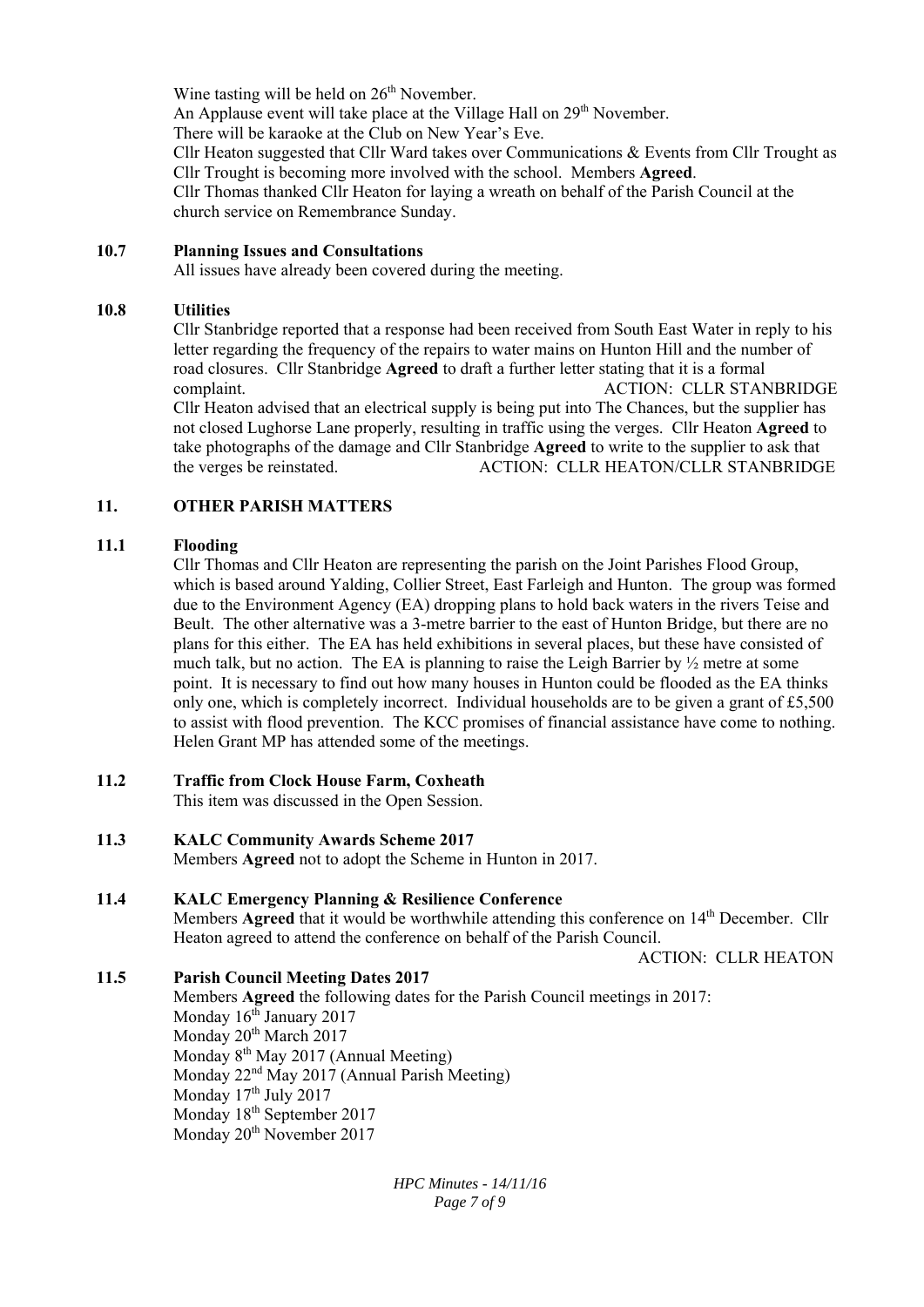Wine tasting will be held on 26th November.
An Applause event will take place at the Village Hall on 29th November.
There will be karaoke at the Club on New Year's Eve.
Cllr Heaton suggested that Cllr Ward takes over Communications & Events from Cllr Trought as Cllr Trought is becoming more involved with the school. Members **Agreed**.
Cllr Thomas thanked Cllr Heaton for laying a wreath on behalf of the Parish Council at the church service on Remembrance Sunday.

### 10.7 Planning Issues and Consultations

All issues have already been covered during the meeting.

### 10.8 Utilities

Cllr Stanbridge reported that a response had been received from South East Water in reply to his letter regarding the frequency of the repairs to water mains on Hunton Hill and the number of road closures. Cllr Stanbridge **Agreed** to draft a further letter stating that it is a formal complaint. ACTION: CLLR STANBRIDGE

Cllr Heaton advised that an electrical supply is being put into The Chances, but the supplier has not closed Lughorse Lane properly, resulting in traffic using the verges. Cllr Heaton **Agreed** to take photographs of the damage and Cllr Stanbridge **Agreed** to write to the supplier to ask that the verges be reinstated. ACTION: CLLR HEATON/CLLR STANBRIDGE

## 11. OTHER PARISH MATTERS

### 11.1 Flooding

Cllr Thomas and Cllr Heaton are representing the parish on the Joint Parishes Flood Group, which is based around Yalding, Collier Street, East Farleigh and Hunton. The group was formed due to the Environment Agency (EA) dropping plans to hold back waters in the rivers Teise and Beult. The other alternative was a 3-metre barrier to the east of Hunton Bridge, but there are no plans for this either. The EA has held exhibitions in several places, but these have consisted of much talk, but no action. The EA is planning to raise the Leigh Barrier by ½ metre at some point. It is necessary to find out how many houses in Hunton could be flooded as the EA thinks only one, which is completely incorrect. Individual households are to be given a grant of £5,500 to assist with flood prevention. The KCC promises of financial assistance have come to nothing. Helen Grant MP has attended some of the meetings.

### 11.2 Traffic from Clock House Farm, Coxheath

This item was discussed in the Open Session.

### 11.3 KALC Community Awards Scheme 2017

Members **Agreed** not to adopt the Scheme in Hunton in 2017.

### 11.4 KALC Emergency Planning & Resilience Conference

Members **Agreed** that it would be worthwhile attending this conference on 14th December. Cllr Heaton agreed to attend the conference on behalf of the Parish Council.

ACTION: CLLR HEATON

### 11.5 Parish Council Meeting Dates 2017

Members **Agreed** the following dates for the Parish Council meetings in 2017:
Monday 16th January 2017
Monday 20th March 2017
Monday 8th May 2017 (Annual Meeting)
Monday 22nd May 2017 (Annual Parish Meeting)
Monday 17th July 2017
Monday 18th September 2017
Monday 20th November 2017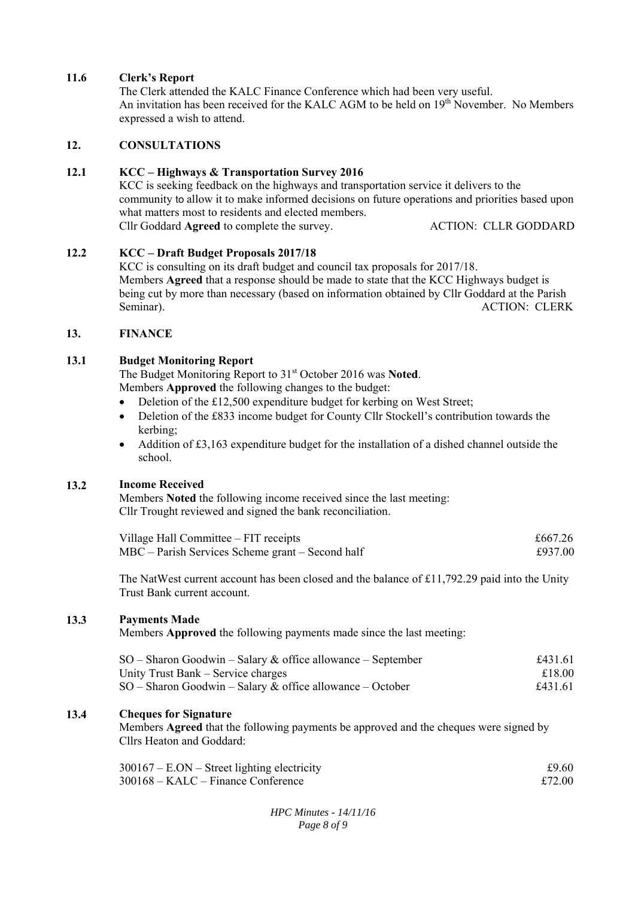### 11.6 Clerk's Report

The Clerk attended the KALC Finance Conference which had been very useful.
An invitation has been received for the KALC AGM to be held on 19th November. No Members expressed a wish to attend.

## 12. CONSULTATIONS

### 12.1 KCC – Highways & Transportation Survey 2016

KCC is seeking feedback on the highways and transportation service it delivers to the community to allow it to make informed decisions on future operations and priorities based upon what matters most to residents and elected members.
Cllr Goddard **Agreed** to complete the survey. ACTION: CLLR GODDARD

### 12.2 KCC – Draft Budget Proposals 2017/18

KCC is consulting on its draft budget and council tax proposals for 2017/18.
Members **Agreed** that a response should be made to state that the KCC Highways budget is being cut by more than necessary (based on information obtained by Cllr Goddard at the Parish Seminar). ACTION: CLERK

## 13. FINANCE

### 13.1 Budget Monitoring Report

The Budget Monitoring Report to 31st October 2016 was **Noted**.
Members **Approved** the following changes to the budget:

- Deletion of the £12,500 expenditure budget for kerbing on West Street;
- Deletion of the £833 income budget for County Cllr Stockell's contribution towards the kerbing;
- Addition of £3,163 expenditure budget for the installation of a dished channel outside the school.

### 13.2 Income Received

Members **Noted** the following income received since the last meeting:
Cllr Trought reviewed and signed the bank reconciliation.

| | |
|---|---|
| Village Hall Committee – FIT receipts | £667.26 |
| MBC – Parish Services Scheme grant – Second half | £937.00 |

The NatWest current account has been closed and the balance of £11,792.29 paid into the Unity Trust Bank current account.

### 13.3 Payments Made

Members **Approved** the following payments made since the last meeting:

| | |
|---|---|
| SO – Sharon Goodwin – Salary & office allowance – September | £431.61 |
| Unity Trust Bank – Service charges | £18.00 |
| SO – Sharon Goodwin – Salary & office allowance – October | £431.61 |

### 13.4 Cheques for Signature

Members **Agreed** that the following payments be approved and the cheques were signed by Cllrs Heaton and Goddard:

| | |
|---|---|
| 300167 – E.ON – Street lighting electricity | £9.60 |
| 300168 – KALC – Finance Conference | £72.00 |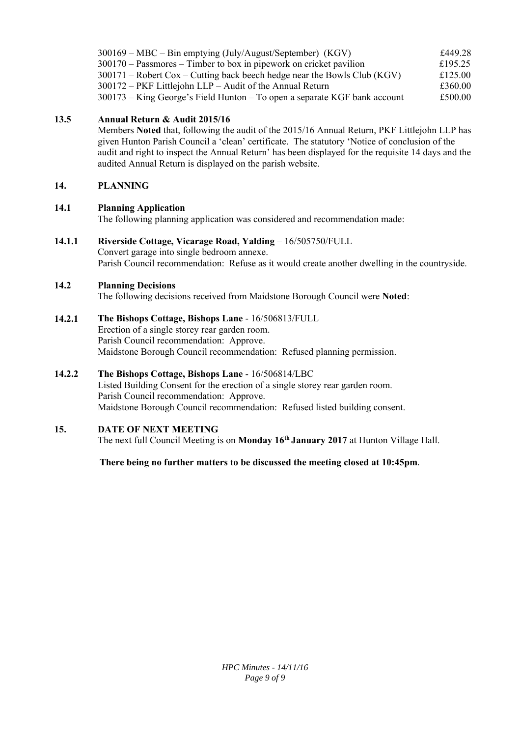| | |
|---|---|
| 300169 – MBC – Bin emptying (July/August/September) (KGV) | £449.28 |
| 300170 – Passmores – Timber to box in pipework on cricket pavilion | £195.25 |
| 300171 – Robert Cox – Cutting back beech hedge near the Bowls Club (KGV) | £125.00 |
| 300172 – PKF Littlejohn LLP – Audit of the Annual Return | £360.00 |
| 300173 – King George's Field Hunton – To open a separate KGF bank account | £500.00 |

**13.5 Annual Return & Audit 2015/16**

Members **Noted** that, following the audit of the 2015/16 Annual Return, PKF Littlejohn LLP has given Hunton Parish Council a 'clean' certificate. The statutory 'Notice of conclusion of the audit and right to inspect the Annual Return' has been displayed for the requisite 14 days and the audited Annual Return is displayed on the parish website.

## 14. PLANNING

**14.1 Planning Application**

The following planning application was considered and recommendation made:

**14.1.1 Riverside Cottage, Vicarage Road, Yalding** – 16/505750/FULL
Convert garage into single bedroom annexe.
Parish Council recommendation: Refuse as it would create another dwelling in the countryside.

**14.2 Planning Decisions**

The following decisions received from Maidstone Borough Council were **Noted**:

**14.2.1 The Bishops Cottage, Bishops Lane** - 16/506813/FULL
Erection of a single storey rear garden room.
Parish Council recommendation: Approve.
Maidstone Borough Council recommendation: Refused planning permission.

**14.2.2 The Bishops Cottage, Bishops Lane** - 16/506814/LBC
Listed Building Consent for the erection of a single storey rear garden room.
Parish Council recommendation: Approve.
Maidstone Borough Council recommendation: Refused listed building consent.

## 15. DATE OF NEXT MEETING

The next full Council Meeting is on **Monday 16th January 2017** at Hunton Village Hall.

**There being no further matters to be discussed the meeting closed at 10:45pm**.